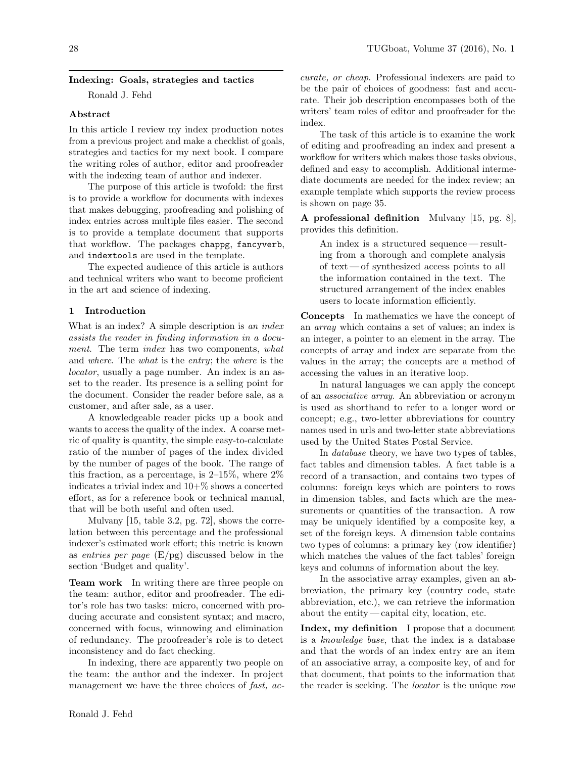## Indexing: Goals, strategies and tactics

Ronald J. Fehd

### Abstract

In this article I review my index production notes from a previous project and make a checklist of goals, strategies and tactics for my next book. I compare the writing roles of author, editor and proofreader with the indexing team of author and indexer.

The purpose of this article is twofold: the first is to provide a workflow for documents with indexes that makes debugging, proofreading and polishing of index entries across multiple files easier. The second is to provide a template document that supports that workflow. The packages `chappg`, `fancyverb`, and `indextools` are used in the template.

The expected audience of this article is authors and technical writers who want to become proficient in the art and science of indexing.

### 1 Introduction

What is an index? A simple description is *an index assists the reader in finding information in a document*. The term *index* has two components, *what* and *where*. The *what* is the *entry*; the *where* is the *locator*, usually a page number. An index is an asset to the reader. Its presence is a selling point for the document. Consider the reader before sale, as a customer, and after sale, as a user.

A knowledgeable reader picks up a book and wants to access the quality of the index. A coarse metric of quality is quantity, the simple easy-to-calculate ratio of the number of pages of the index divided by the number of pages of the book. The range of this fraction, as a percentage, is 2–15%, where 2% indicates a trivial index and 10+% shows a concerted effort, as for a reference book or technical manual, that will be both useful and often used.

Mulvany [15, table 3.2, pg. 72], shows the correlation between this percentage and the professional indexer's estimated work effort; this metric is known as *entries per page* (E/pg) discussed below in the section 'Budget and quality'.

**Team work** In writing there are three people on the team: author, editor and proofreader. The editor's role has two tasks: micro, concerned with producing accurate and consistent syntax; and macro, concerned with focus, winnowing and elimination of redundancy. The proofreader's role is to detect inconsistency and do fact checking.

In indexing, there are apparently two people on the team: the author and the indexer. In project management we have the three choices of *fast, accurate, or cheap*. Professional indexers are paid to be the pair of choices of goodness: fast and accurate. Their job description encompasses both of the writers' team roles of editor and proofreader for the index.

The task of this article is to examine the work of editing and proofreading an index and present a workflow for writers which makes those tasks obvious, defined and easy to accomplish. Additional intermediate documents are needed for the index review; an example template which supports the review process is shown on page 35.

**A professional definition** Mulvany [15, pg. 8], provides this definition.

> An index is a structured sequence — resulting from a thorough and complete analysis of text — of synthesized access points to all the information contained in the text. The structured arrangement of the index enables users to locate information efficiently.

**Concepts** In mathematics we have the concept of an *array* which contains a set of values; an index is an integer, a pointer to an element in the array. The concepts of array and index are separate from the values in the array; the concepts are a method of accessing the values in an iterative loop.

In natural languages we can apply the concept of an *associative array*. An abbreviation or acronym is used as shorthand to refer to a longer word or concept; e.g., two-letter abbreviations for country names used in urls and two-letter state abbreviations used by the United States Postal Service.

In *database* theory, we have two types of tables, fact tables and dimension tables. A fact table is a record of a transaction, and contains two types of columns: foreign keys which are pointers to rows in dimension tables, and facts which are the measurements or quantities of the transaction. A row may be uniquely identified by a composite key, a set of the foreign keys. A dimension table contains two types of columns: a primary key (row identifier) which matches the values of the fact tables' foreign keys and columns of information about the key.

In the associative array examples, given an abbreviation, the primary key (country code, state abbreviation, etc.), we can retrieve the information about the entity — capital city, location, etc.

**Index, my definition** I propose that a document is a *knowledge base*, that the index is a database and that the words of an index entry are an item of an associative array, a composite key, of and for that document, that points to the information that the reader is seeking. The *locator* is the unique *row*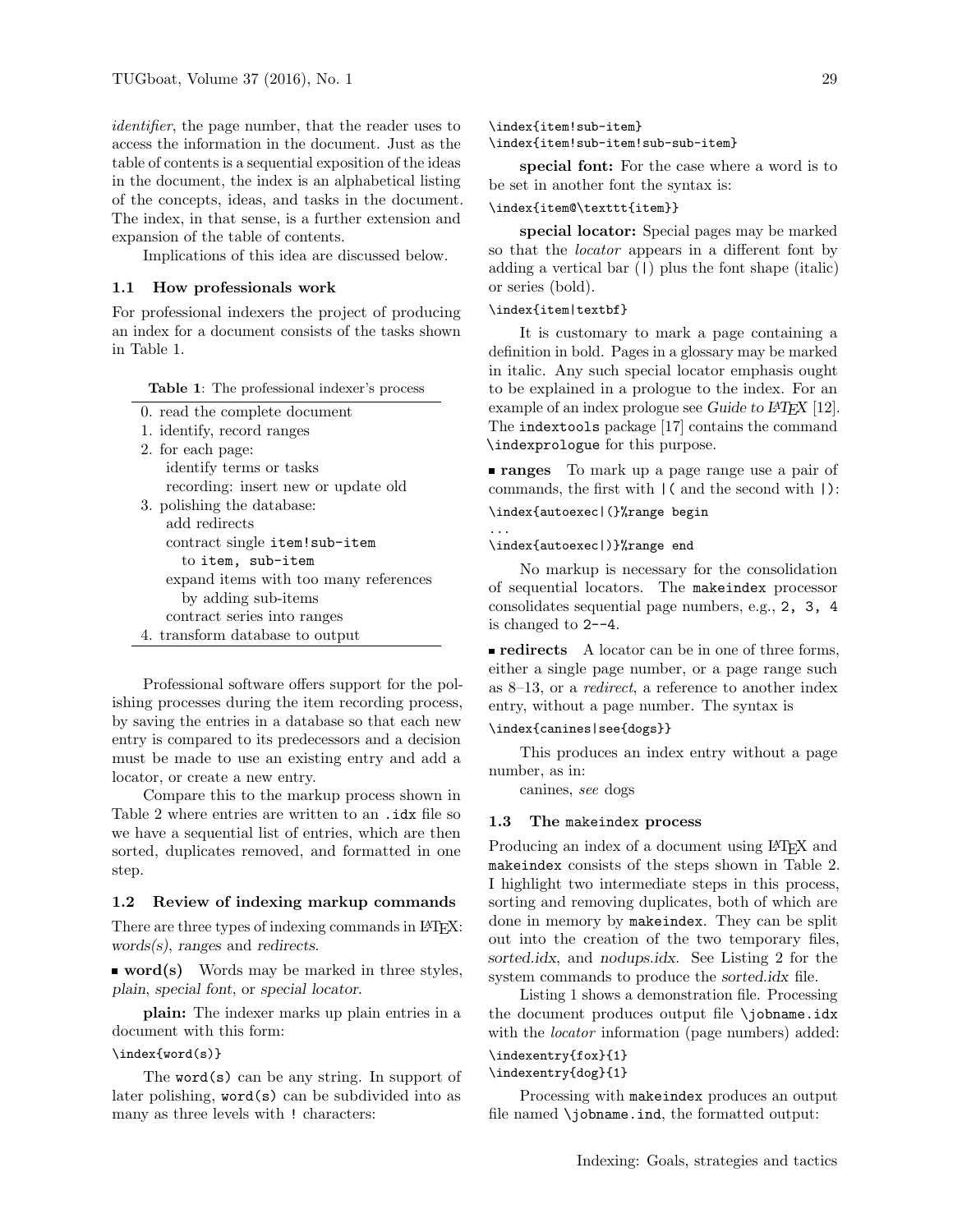*identifier*, the page number, that the reader uses to access the information in the document. Just as the table of contents is a sequential exposition of the ideas in the document, the index is an alphabetical listing of the concepts, ideas, and tasks in the document. The index, in that sense, is a further extension and expansion of the table of contents.

Implications of this idea are discussed below.

### 1.1 How professionals work

For professional indexers the project of producing an index for a document consists of the tasks shown in Table 1.

**Table 1**: The professional indexer's process

| |
|---|
| 0. read the complete document |
| 1. identify, record ranges |
| 2. for each page: |
| identify terms or tasks |
| recording: insert new or update old |
| 3. polishing the database: |
| add redirects |
| contract single `item!sub-item` to `item, sub-item` |
| expand items with too many references by adding sub-items |
| contract series into ranges |
| 4. transform database to output |

Professional software offers support for the polishing processes during the item recording process, by saving the entries in a database so that each new entry is compared to its predecessors and a decision must be made to use an existing entry and add a locator, or create a new entry.

Compare this to the markup process shown in Table 2 where entries are written to an `.idx` file so we have a sequential list of entries, which are then sorted, duplicates removed, and formatted in one step.

### 1.2 Review of indexing markup commands

There are three types of indexing commands in LaTeX: *words(s)*, *ranges* and *redirects*.

▪ **word(s)** Words may be marked in three styles, *plain*, *special font*, or *special locator*.

**plain:** The indexer marks up plain entries in a document with this form:

```
\index{word(s)}
```

The `word(s)` can be any string. In support of later polishing, `word(s)` can be subdivided into as many as three levels with `!` characters:

```
\index{item!sub-item}
\index{item!sub-item!sub-sub-item}
```

**special font:** For the case where a word is to be set in another font the syntax is:

```
\index{item@\texttt{item}}
```

**special locator:** Special pages may be marked so that the *locator* appears in a different font by adding a vertical bar (`|`) plus the font shape (italic) or series (bold).

```
\index{item|textbf}
```

It is customary to mark a page containing a definition in bold. Pages in a glossary may be marked in italic. Any such special locator emphasis ought to be explained in a prologue to the index. For an example of an index prologue see *Guide to LaTeX* [12]. The `indextools` package [17] contains the command `\indexprologue` for this purpose.

▪ **ranges** To mark up a page range use a pair of commands, the first with `|(` and the second with `|)`:

```
\index{autoexec|(}%range begin
...
\index{autoexec|)}%range end
```

No markup is necessary for the consolidation of sequential locators. The `makeindex` processor consolidates sequential page numbers, e.g., `2, 3, 4` is changed to `2--4`.

▪ **redirects** A locator can be in one of three forms, either a single page number, or a page range such as 8–13, or a *redirect*, a reference to another index entry, without a page number. The syntax is

```
\index{canines|see{dogs}}
```

This produces an index entry without a page number, as in:

canines, *see* dogs

### 1.3 The `makeindex` process

Producing an index of a document using LaTeX and `makeindex` consists of the steps shown in Table 2. I highlight two intermediate steps in this process, sorting and removing duplicates, both of which are done in memory by `makeindex`. They can be split out into the creation of the two temporary files, *sorted.idx*, and *nodups.idx*. See Listing 2 for the system commands to produce the *sorted.idx* file.

Listing 1 shows a demonstration file. Processing the document produces output file `\jobname.idx` with the *locator* information (page numbers) added:

```
\indexentry{fox}{1}
\indexentry{dog}{1}
```

Processing with `makeindex` produces an output file named `\jobname.ind`, the formatted output: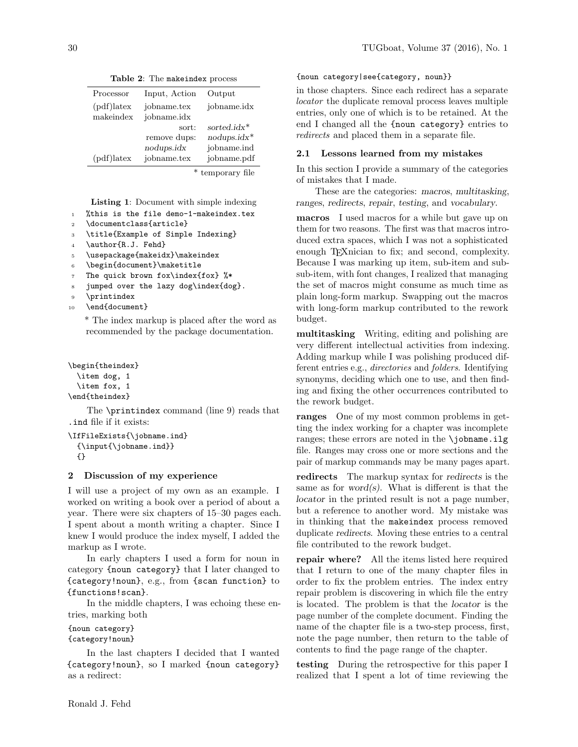**Table 2**: The `makeindex` process

| Processor | Input, Action | Output |
|---|---|---|
| (pdf)latex | jobname.tex | jobname.idx |
| makeindex | jobname.idx | |
| | sort: | *sorted.idx** |
| | remove dups: | *nodups.idx** |
| | *nodups.idx* | jobname.ind |
| (pdf)latex | jobname.tex | jobname.pdf |

\* temporary file

**Listing 1**: Document with simple indexing

```
%this is the file demo-1-makeindex.tex
\documentclass{article}
\title{Example of Simple Indexing}
\author{R.J. Fehd}
\usepackage{makeidx}\makeindex
\begin{document}\maketitle
The quick brown fox\index{fox} %*
jumped over the lazy dog\index{dog}.
\printindex
\end{document}
```

\* The index markup is placed after the word as recommended by the package documentation.

```
\begin{theindex}
  \item dog, 1
  \item fox, 1
\end{theindex}
```

The `\printindex` command (line 9) reads that `.ind` file if it exists:

```
\IfFileExists{\jobname.ind}
  {\input{\jobname.ind}}
  {}
```

## 2 Discussion of my experience

I will use a project of my own as an example. I worked on writing a book over a period of about a year. There were six chapters of 15–30 pages each. I spent about a month writing a chapter. Since I knew I would produce the index myself, I added the markup as I wrote.

In early chapters I used a form for noun in category `{noun category}` that I later changed to `{category!noun}`, e.g., from `{scan function}` to `{functions!scan}`.

In the middle chapters, I was echoing these entries, marking both

```
{noun category}
{category!noun}
```

In the last chapters I decided that I wanted `{category!noun}`, so I marked `{noun category}` as a redirect:

```
{noun category|see{category, noun}}
```

in those chapters. Since each redirect has a separate *locator* the duplicate removal process leaves multiple entries, only one of which is to be retained. At the end I changed all the `{noun category}` entries to *redirects* and placed them in a separate file.

### 2.1 Lessons learned from my mistakes

In this section I provide a summary of the categories of mistakes that I made.

These are the categories: *macros*, *multitasking*, *ranges*, *redirects*, *repair*, *testing*, and *vocabulary*.

**macros** I used macros for a while but gave up on them for two reasons. The first was that macros introduced extra spaces, which I was not a sophisticated enough TEXnician to fix; and second, complexity. Because I was marking up item, sub-item and sub-sub-item, with font changes, I realized that managing the set of macros might consume as much time as plain long-form markup. Swapping out the macros with long-form markup contributed to the rework budget.

**multitasking** Writing, editing and polishing are very different intellectual activities from indexing. Adding markup while I was polishing produced different entries e.g., *directories* and *folders*. Identifying synonyms, deciding which one to use, and then finding and fixing the other occurrences contributed to the rework budget.

**ranges** One of my most common problems in getting the index working for a chapter was incomplete ranges; these errors are noted in the `\jobname.ilg` file. Ranges may cross one or more sections and the pair of markup commands may be many pages apart.

**redirects** The markup syntax for *redirects* is the same as for *word(s)*. What is different is that the *locator* in the printed result is not a page number, but a reference to another word. My mistake was in thinking that the `makeindex` process removed duplicate *redirects*. Moving these entries to a central file contributed to the rework budget.

**repair where?** All the items listed here required that I return to one of the many chapter files in order to fix the problem entries. The index entry repair problem is discovering in which file the entry is located. The problem is that the *locator* is the page number of the complete document. Finding the name of the chapter file is a two-step process, first, note the page number, then return to the table of contents to find the page range of the chapter.

**testing** During the retrospective for this paper I realized that I spent a lot of time reviewing the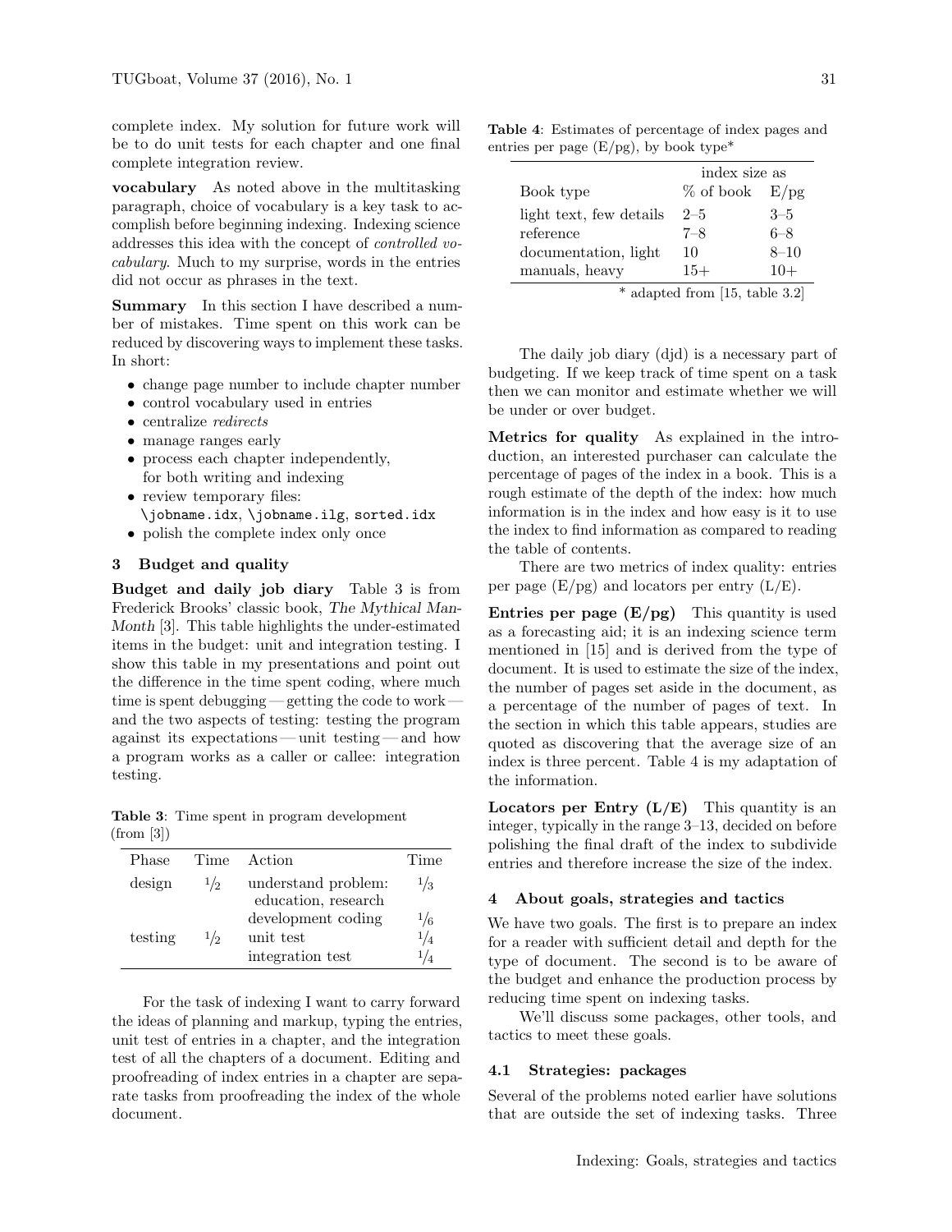complete index. My solution for future work will be to do unit tests for each chapter and one final complete integration review.

**vocabulary** As noted above in the multitasking paragraph, choice of vocabulary is a key task to accomplish before beginning indexing. Indexing science addresses this idea with the concept of *controlled vocabulary*. Much to my surprise, words in the entries did not occur as phrases in the text.

**Summary** In this section I have described a number of mistakes. Time spent on this work can be reduced by discovering ways to implement these tasks. In short:

- change page number to include chapter number
- control vocabulary used in entries
- centralize *redirects*
- manage ranges early
- process each chapter independently, for both writing and indexing
- review temporary files: `\jobname.idx`, `\jobname.ilg`, `sorted.idx`
- polish the complete index only once

## 3 Budget and quality

**Budget and daily job diary** Table 3 is from Frederick Brooks' classic book, *The Mythical Man-Month* [3]. This table highlights the under-estimated items in the budget: unit and integration testing. I show this table in my presentations and point out the difference in the time spent coding, where much time is spent debugging — getting the code to work — and the two aspects of testing: testing the program against its expectations — unit testing — and how a program works as a caller or callee: integration testing.

**Table 3**: Time spent in program development (from [3])

| Phase | Time | Action | Time |
|---|---|---|---|
| design | 1/2 | understand problem: education, research | 1/3 |
| | | development coding | 1/6 |
| testing | 1/2 | unit test | 1/4 |
| | | integration test | 1/4 |

For the task of indexing I want to carry forward the ideas of planning and markup, typing the entries, unit test of entries in a chapter, and the integration test of all the chapters of a document. Editing and proofreading of index entries in a chapter are separate tasks from proofreading the index of the whole document.

**Table 4**: Estimates of percentage of index pages and entries per page (E/pg), by book type*

| | index size as | |
|---|---|---|
| Book type | % of book | E/pg |
| light text, few details | 2–5 | 3–5 |
| reference | 7–8 | 6–8 |
| documentation, light | 10 | 8–10 |
| manuals, heavy | 15+ | 10+ |

\* adapted from [15, table 3.2]

The daily job diary (djd) is a necessary part of budgeting. If we keep track of time spent on a task then we can monitor and estimate whether we will be under or over budget.

**Metrics for quality** As explained in the introduction, an interested purchaser can calculate the percentage of pages of the index in a book. This is a rough estimate of the depth of the index: how much information is in the index and how easy is it to use the index to find information as compared to reading the table of contents.

There are two metrics of index quality: entries per page (E/pg) and locators per entry (L/E).

**Entries per page (E/pg)** This quantity is used as a forecasting aid; it is an indexing science term mentioned in [15] and is derived from the type of document. It is used to estimate the size of the index, the number of pages set aside in the document, as a percentage of the number of pages of text. In the section in which this table appears, studies are quoted as discovering that the average size of an index is three percent. Table 4 is my adaptation of the information.

**Locators per Entry (L/E)** This quantity is an integer, typically in the range 3–13, decided on before polishing the final draft of the index to subdivide entries and therefore increase the size of the index.

## 4 About goals, strategies and tactics

We have two goals. The first is to prepare an index for a reader with sufficient detail and depth for the type of document. The second is to be aware of the budget and enhance the production process by reducing time spent on indexing tasks.

We'll discuss some packages, other tools, and tactics to meet these goals.

### 4.1 Strategies: packages

Several of the problems noted earlier have solutions that are outside the set of indexing tasks. Three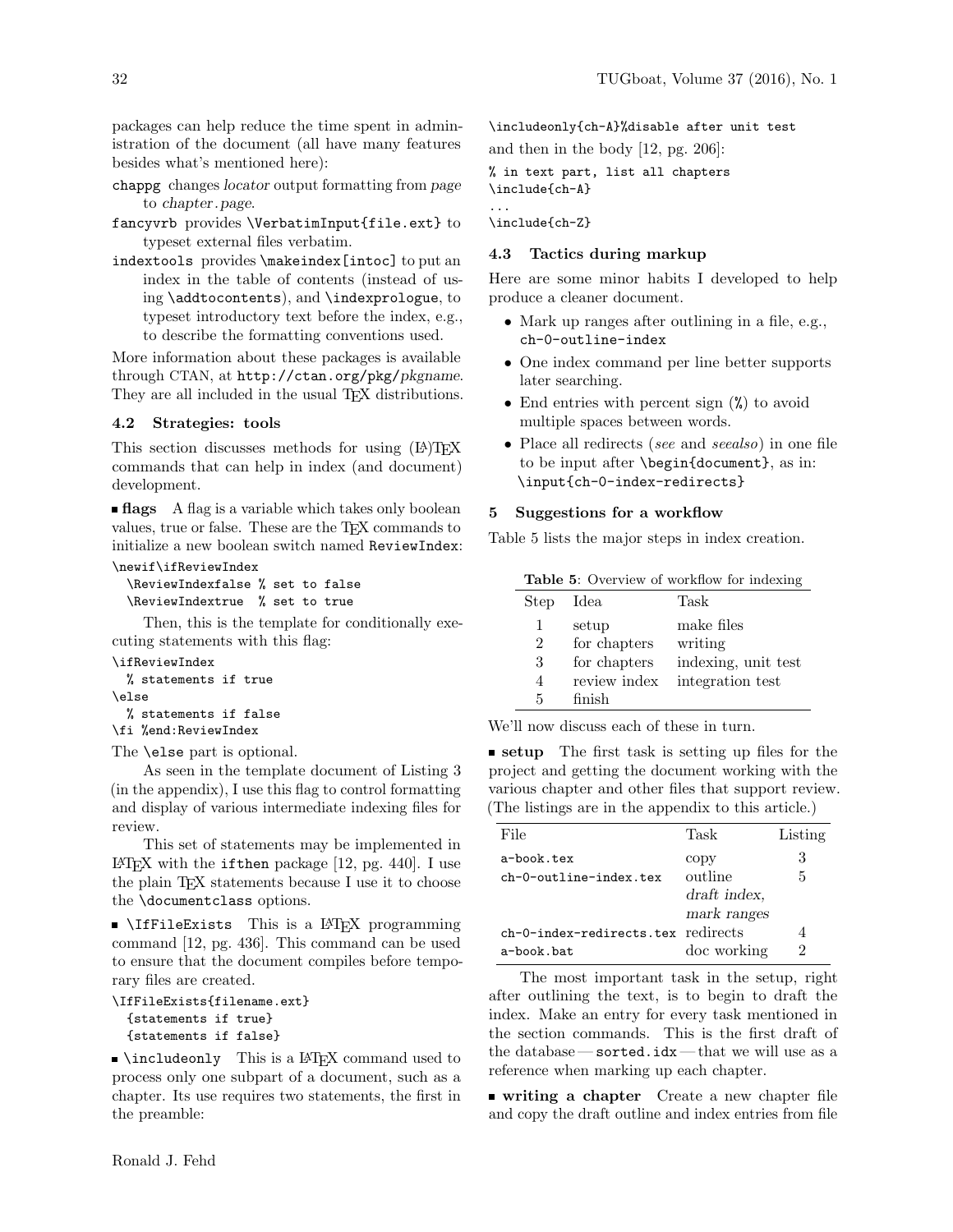packages can help reduce the time spent in administration of the document (all have many features besides what's mentioned here):

- `chappg` changes *locator* output formatting from *page* to *chapter.page*.
- `fancyvrb` provides `\VerbatimInput{file.ext}` to typeset external files verbatim.
- `indextools` provides `\makeindex[intoc]` to put an index in the table of contents (instead of using `\addtocontents`), and `\indexprologue`, to typeset introductory text before the index, e.g., to describe the formatting conventions used.

More information about these packages is available through CTAN, at `http://ctan.org/pkg/`*pkgname*. They are all included in the usual TeX distributions.

### 4.2 Strategies: tools

This section discusses methods for using (LA)TeX commands that can help in index (and document) development.

**flags** A flag is a variable which takes only boolean values, true or false. These are the TeX commands to initialize a new boolean switch named `ReviewIndex`:

```
\newif\ifReviewIndex
  \ReviewIndexfalse % set to false
  \ReviewIndextrue  % set to true
```

Then, this is the template for conditionally executing statements with this flag:

```
\ifReviewIndex
  % statements if true
\else
  % statements if false
\fi %end:ReviewIndex
```

The `\else` part is optional.

As seen in the template document of Listing 3 (in the appendix), I use this flag to control formatting and display of various intermediate indexing files for review.

This set of statements may be implemented in LaTeX with the `ifthen` package [12, pg. 440]. I use the plain TeX statements because I use it to choose the `\documentclass` options.

**`\IfFileExists`** This is a LaTeX programming command [12, pg. 436]. This command can be used to ensure that the document compiles before temporary files are created.

```
\IfFileExists{filename.ext}
  {statements if true}
  {statements if false}
```

**`\includeonly`** This is a LaTeX command used to process only one subpart of a document, such as a chapter. Its use requires two statements, the first in the preamble:

```
\includeonly{ch-A}%disable after unit test
```

and then in the body [12, pg. 206]:

```
% in text part, list all chapters
\include{ch-A}
...
\include{ch-Z}
```

### 4.3 Tactics during markup

Here are some minor habits I developed to help produce a cleaner document.

- Mark up ranges after outlining in a file, e.g., `ch-0-outline-index`
- One index command per line better supports later searching.
- End entries with percent sign (`%`) to avoid multiple spaces between words.
- Place all redirects (*see* and *seealso*) in one file to be input after `\begin{document}`, as in: `\input{ch-0-index-redirects}`

## 5 Suggestions for a workflow

Table 5 lists the major steps in index creation.

**Table 5**: Overview of workflow for indexing

| Step | Idea | Task |
|---|---|---|
| 1 | setup | make files |
| 2 | for chapters | writing |
| 3 | for chapters | indexing, unit test |
| 4 | review index | integration test |
| 5 | finish | |

We'll now discuss each of these in turn.

**setup** The first task is setting up files for the project and getting the document working with the various chapter and other files that support review. (The listings are in the appendix to this article.)

| File | Task | Listing |
|---|---|---|
| `a-book.tex` | copy | 3 |
| `ch-0-outline-index.tex` | outline *draft index, mark ranges* | 5 |
| `ch-0-index-redirects.tex` | redirects | 4 |
| `a-book.bat` | doc working | 2 |

The most important task in the setup, right after outlining the text, is to begin to draft the index. Make an entry for every task mentioned in the section commands. This is the first draft of the database — `sorted.idx` — that we will use as a reference when marking up each chapter.

**writing a chapter** Create a new chapter file and copy the draft outline and index entries from file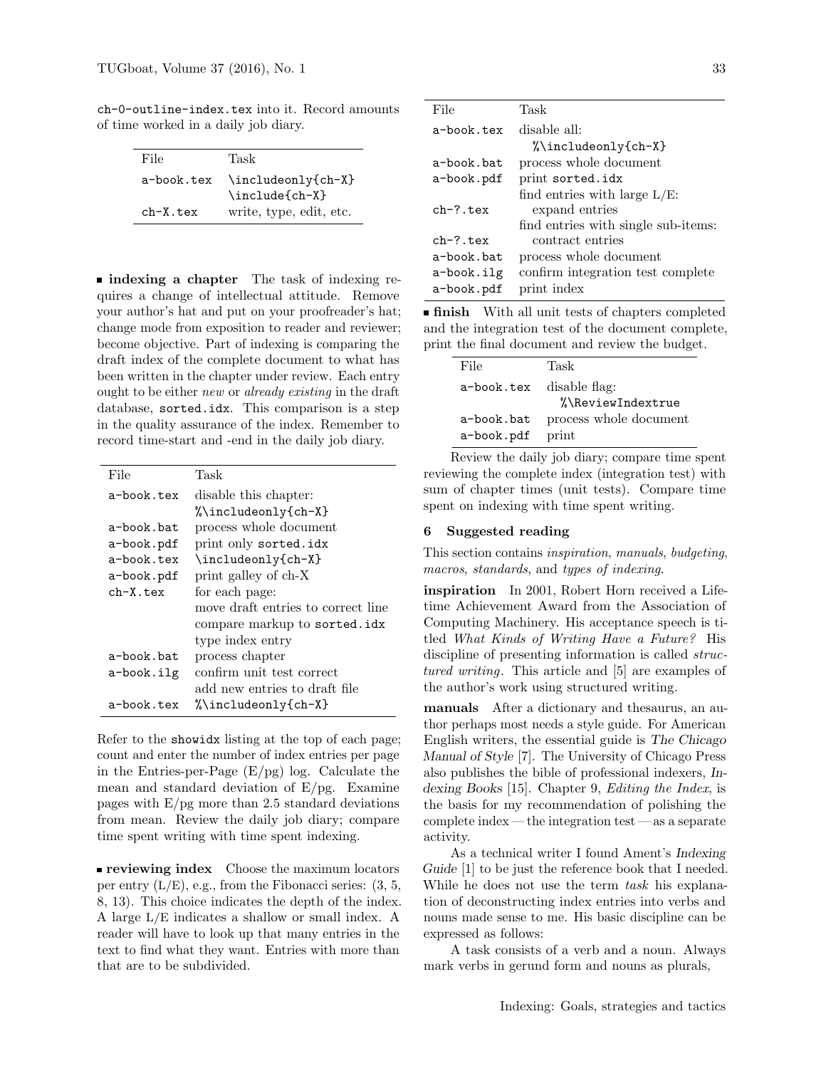ch-0-outline-index.tex into it. Record amounts of time worked in a daily job diary.

| File | Task |
|---|---|
| a-book.tex | \includeonly{ch-X} |
| | \include{ch-X} |
| ch-X.tex | write, type, edit, etc. |

**indexing a chapter** The task of indexing requires a change of intellectual attitude. Remove your author's hat and put on your proofreader's hat; change mode from exposition to reader and reviewer; become objective. Part of indexing is comparing the draft index of the complete document to what has been written in the chapter under review. Each entry ought to be either *new* or *already existing* in the draft database, sorted.idx. This comparison is a step in the quality assurance of the index. Remember to record time-start and -end in the daily job diary.

| File | Task |
|---|---|
| a-book.tex | disable this chapter: |
| | %\includeonly{ch-X} |
| a-book.bat | process whole document |
| a-book.pdf | print only sorted.idx |
| a-book.tex | \includeonly{ch-X} |
| a-book.pdf | print galley of ch-X |
| ch-X.tex | for each page: |
| | move draft entries to correct line |
| | compare markup to sorted.idx |
| | type index entry |
| a-book.bat | process chapter |
| a-book.ilg | confirm unit test correct |
| | add new entries to draft file |
| a-book.tex | %\includeonly{ch-X} |

Refer to the showidx listing at the top of each page; count and enter the number of index entries per page in the Entries-per-Page (E/pg) log. Calculate the mean and standard deviation of E/pg. Examine pages with E/pg more than 2.5 standard deviations from mean. Review the daily job diary; compare time spent writing with time spent indexing.

**reviewing index** Choose the maximum locators per entry (L/E), e.g., from the Fibonacci series: (3, 5, 8, 13). This choice indicates the depth of the index. A large L/E indicates a shallow or small index. A reader will have to look up that many entries in the text to find what they want. Entries with more than that are to be subdivided.

| File | Task |
|---|---|
| a-book.tex | disable all: |
| | %\includeonly{ch-X} |
| a-book.bat | process whole document |
| a-book.pdf | print sorted.idx |
| | find entries with large L/E: |
| ch-?.tex | expand entries |
| | find entries with single sub-items: |
| ch-?.tex | contract entries |
| a-book.bat | process whole document |
| a-book.ilg | confirm integration test complete |
| a-book.pdf | print index |

**finish** With all unit tests of chapters completed and the integration test of the document complete, print the final document and review the budget.

| File | Task |
|---|---|
| a-book.tex | disable flag: |
| | %\ReviewIndextrue |
| a-book.bat | process whole document |
| a-book.pdf | print |

Review the daily job diary; compare time spent reviewing the complete index (integration test) with sum of chapter times (unit tests). Compare time spent on indexing with time spent writing.

## 6 Suggested reading

This section contains *inspiration*, *manuals*, *budgeting*, *macros*, *standards*, and *types of indexing*.

**inspiration** In 2001, Robert Horn received a Lifetime Achievement Award from the Association of Computing Machinery. His acceptance speech is titled *What Kinds of Writing Have a Future?* His discipline of presenting information is called *structured writing*. This article and [5] are examples of the author's work using structured writing.

**manuals** After a dictionary and thesaurus, an author perhaps most needs a style guide. For American English writers, the essential guide is *The Chicago Manual of Style* [7]. The University of Chicago Press also publishes the bible of professional indexers, *Indexing Books* [15]. Chapter 9, *Editing the Index*, is the basis for my recommendation of polishing the complete index — the integration test — as a separate activity.

As a technical writer I found Ament's *Indexing Guide* [1] to be just the reference book that I needed. While he does not use the term *task* his explanation of deconstructing index entries into verbs and nouns made sense to me. His basic discipline can be expressed as follows:

A task consists of a verb and a noun. Always mark verbs in gerund form and nouns as plurals,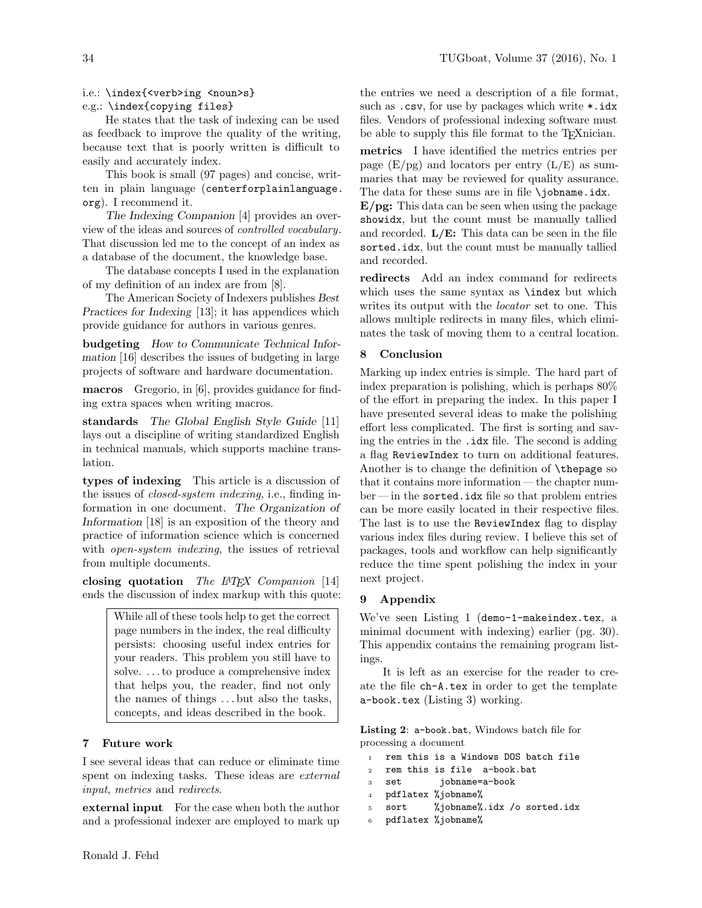i.e.: `\index{<verb>ing <noun>s}`
e.g.: `\index{copying files}`

He states that the task of indexing can be used as feedback to improve the quality of the writing, because text that is poorly written is difficult to easily and accurately index.

This book is small (97 pages) and concise, written in plain language (`centerforplainlanguage.org`). I recommend it.

*The Indexing Companion* [4] provides an overview of the ideas and sources of *controlled vocabulary*. That discussion led me to the concept of an index as a database of the document, the knowledge base.

The database concepts I used in the explanation of my definition of an index are from [8].

The American Society of Indexers publishes *Best Practices for Indexing* [13]; it has appendices which provide guidance for authors in various genres.

**budgeting** *How to Communicate Technical Information* [16] describes the issues of budgeting in large projects of software and hardware documentation.

**macros** Gregorio, in [6], provides guidance for finding extra spaces when writing macros.

**standards** *The Global English Style Guide* [11] lays out a discipline of writing standardized English in technical manuals, which supports machine translation.

**types of indexing** This article is a discussion of the issues of *closed-system indexing*, i.e., finding information in one document. *The Organization of Information* [18] is an exposition of the theory and practice of information science which is concerned with *open-system indexing*, the issues of retrieval from multiple documents.

**closing quotation** *The LaTeX Companion* [14] ends the discussion of index markup with this quote:

> While all of these tools help to get the correct page numbers in the index, the real difficulty persists: choosing useful index entries for your readers. This problem you still have to solve. …to produce a comprehensive index that helps you, the reader, find not only the names of things …but also the tasks, concepts, and ideas described in the book.

## 7 Future work

I see several ideas that can reduce or eliminate time spent on indexing tasks. These ideas are *external input*, *metrics* and *redirects*.

**external input** For the case when both the author and a professional indexer are employed to mark up the entries we need a description of a file format, such as `.csv`, for use by packages which write `*.idx` files. Vendors of professional indexing software must be able to supply this file format to the TeXnician.

**metrics** I have identified the metrics entries per page (E/pg) and locators per entry (L/E) as summaries that may be reviewed for quality assurance. The data for these sums are in file `\jobname.idx`.

**E/pg:** This data can be seen when using the package `showidx`, but the count must be manually tallied and recorded. **L/E:** This data can be seen in the file `sorted.idx`, but the count must be manually tallied and recorded.

**redirects** Add an index command for redirects which uses the same syntax as `\index` but which writes its output with the *locator* set to one. This allows multiple redirects in many files, which eliminates the task of moving them to a central location.

## 8 Conclusion

Marking up index entries is simple. The hard part of index preparation is polishing, which is perhaps 80% of the effort in preparing the index. In this paper I have presented several ideas to make the polishing effort less complicated. The first is sorting and saving the entries in the `.idx` file. The second is adding a flag `ReviewIndex` to turn on additional features. Another is to change the definition of `\thepage` so that it contains more information — the chapter number — in the `sorted.idx` file so that problem entries can be more easily located in their respective files. The last is to use the `ReviewIndex` flag to display various index files during review. I believe this set of packages, tools and workflow can help significantly reduce the time spent polishing the index in your next project.

## 9 Appendix

We've seen Listing 1 (`demo-1-makeindex.tex`, a minimal document with indexing) earlier (pg. 30). This appendix contains the remaining program listings.

It is left as an exercise for the reader to create the file `ch-A.tex` in order to get the template `a-book.tex` (Listing 3) working.

**Listing 2**: `a-book.bat`, Windows batch file for processing a document

```
rem this is a Windows DOS batch file
rem this is file  a-book.bat
set       jobname=a-book
pdflatex %jobname%
sort     %jobname%.idx /o sorted.idx
pdflatex %jobname%
```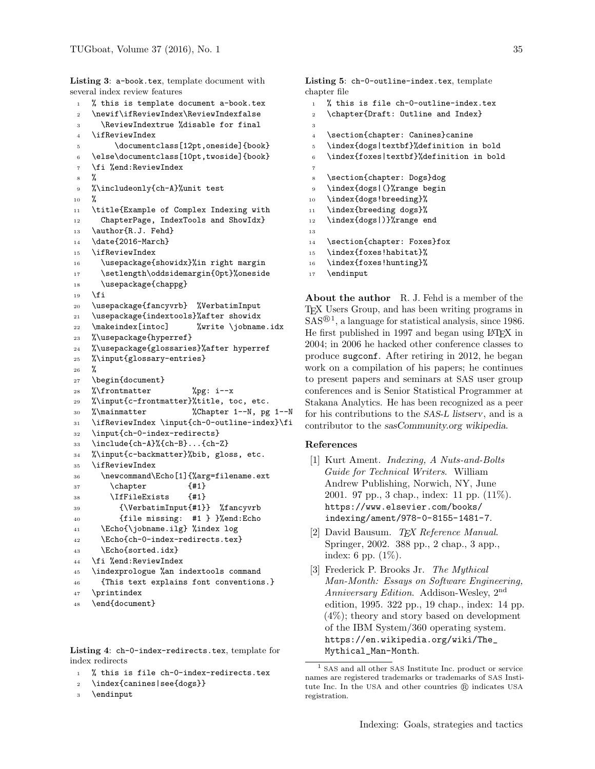**Listing 3**: a-book.tex, template document with several index review features

```
% this is template document a-book.tex
\newif\ifReviewIndex\ReviewIndexfalse
  \ReviewIndextrue %disable for final
\ifReviewIndex
     \documentclass[12pt,oneside]{book}
\else\documentclass[10pt,twoside]{book}
\fi %end:ReviewIndex
%
%\includeonly{ch-A}%unit test
%
\title{Example of Complex Indexing with
  ChapterPage, IndexTools and ShowIdx}
\author{R.J. Fehd}
\date{2016-March}
\ifReviewIndex
  \usepackage{showidx}%in right margin
  \setlength\oddsidemargin{0pt}%oneside
  \usepackage{chappg}
\fi
\usepackage{fancyvrb}  %VerbatimInput
\usepackage{indextools}%after showidx
\makeindex[intoc]      %write \jobname.idx
%\usepackage{hyperref}
%\usepackage{glossaries}%after hyperref
%\input{glossary-entries}
%
\begin{document}
%\frontmatter         %pg: i--x
%\input{c-frontmatter}%title, toc, etc.
%\mainmatter          %Chapter 1--N, pg 1--N
\ifReviewIndex \input{ch-0-outline-index}\fi
\input{ch-0-index-redirects}
\include{ch-A}%{ch-B}...{ch-Z}
%\input{c-backmatter}%bib, gloss, etc.
\ifReviewIndex
  \newcommand\Echo[1]{%arg=filename.ext
    \chapter        {#1}
    \IfFileExists   {#1}
      {\VerbatimInput{#1}}  %fancyvrb
      {file missing:  #1 } }%end:Echo
  \Echo{\jobname.ilg} %index log
  \Echo{ch-0-index-redirects.tex}
  \Echo{sorted.idx}
\fi %end:ReviewIndex
\indexprologue %an indextools command
  {This text explains font conventions.}
\printindex
\end{document}
```

**Listing 4**: ch-0-index-redirects.tex, template for index redirects

```
% this is file ch-0-index-redirects.tex
\index{canines|see{dogs}}
\endinput
```

**Listing 5**: ch-0-outline-index.tex, template chapter file

```
% this is file ch-0-outline-index.tex
\chapter{Draft: Outline and Index}

\section{chapter: Canines}canine
\index{dogs|textbf}%definition in bold
\index{foxes|textbf}%definition in bold

\section{chapter: Dogs}dog
\index{dogs|(}%range begin
\index{dogs!breeding}%
\index{breeding dogs}%
\index{dogs|)}%range end

\section{chapter: Foxes}fox
\index{foxes!habitat}%
\index{foxes!hunting}%
\endinput
```

**About the author** R. J. Fehd is a member of the TEX Users Group, and has been writing programs in SAS®[1], a language for statistical analysis, since 1986. He first published in 1997 and began using LATEX in 2004; in 2006 he hacked other conference classes to produce sugconf. After retiring in 2012, he began work on a compilation of his papers; he continues to present papers and seminars at SAS user group conferences and is Senior Statistical Programmer at Stakana Analytics. He has been recognized as a peer for his contributions to the *SAS-L listserv*, and is a contributor to the *sasCommunity.org wikipedia*.

## References

[1] Kurt Ament. *Indexing, A Nuts-and-Bolts Guide for Technical Writers*. William Andrew Publishing, Norwich, NY, June 2001. 97 pp., 3 chap., index: 11 pp. (11%). https://www.elsevier.com/books/indexing/ament/978-0-8155-1481-7.

[2] David Bausum. *TEX Reference Manual*. Springer, 2002. 388 pp., 2 chap., 3 app., index: 6 pp. (1%).

[3] Frederick P. Brooks Jr. *The Mythical Man-Month: Essays on Software Engineering, Anniversary Edition*. Addison-Wesley, 2nd edition, 1995. 322 pp., 19 chap., index: 14 pp. (4%); theory and story based on development of the IBM System/360 operating system. https://en.wikipedia.org/wiki/The_Mythical_Man-Month.

[1] SAS and all other SAS Institute Inc. product or service names are registered trademarks or trademarks of SAS Institute Inc. In the USA and other countries ® indicates USA registration.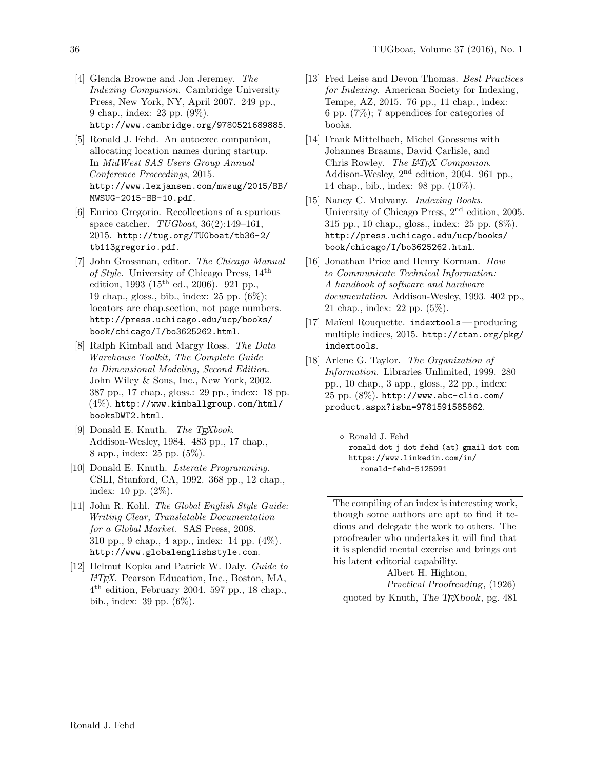[4] Glenda Browne and Jon Jeremey. *The Indexing Companion*. Cambridge University Press, New York, NY, April 2007. 249 pp., 9 chap., index: 23 pp. (9%). `http://www.cambridge.org/9780521689885`.

[5] Ronald J. Fehd. An autoexec companion, allocating location names during startup. In *MidWest SAS Users Group Annual Conference Proceedings*, 2015. `http://www.lexjansen.com/mwsug/2015/BB/MWSUG-2015-BB-10.pdf`.

[6] Enrico Gregorio. Recollections of a spurious space catcher. *TUGboat*, 36(2):149–161, 2015. `http://tug.org/TUGboat/tb36-2/tb113gregorio.pdf`.

[7] John Grossman, editor. *The Chicago Manual of Style*. University of Chicago Press, 14th edition, 1993 (15th ed., 2006). 921 pp., 19 chap., gloss., bib., index: 25 pp. (6%); locators are chap.section, not page numbers. `http://press.uchicago.edu/ucp/books/book/chicago/I/bo3625262.html`.

[8] Ralph Kimball and Margy Ross. *The Data Warehouse Toolkit, The Complete Guide to Dimensional Modeling, Second Edition*. John Wiley & Sons, Inc., New York, 2002. 387 pp., 17 chap., gloss.: 29 pp., index: 18 pp. (4%). `http://www.kimballgroup.com/html/booksDWT2.html`.

[9] Donald E. Knuth. *The TEXbook*. Addison-Wesley, 1984. 483 pp., 17 chap., 8 app., index: 25 pp. (5%).

[10] Donald E. Knuth. *Literate Programming*. CSLI, Stanford, CA, 1992. 368 pp., 12 chap., index: 10 pp. (2%).

[11] John R. Kohl. *The Global English Style Guide: Writing Clear, Translatable Documentation for a Global Market*. SAS Press, 2008. 310 pp., 9 chap., 4 app., index: 14 pp. (4%). `http://www.globalenglishstyle.com`.

[12] Helmut Kopka and Patrick W. Daly. *Guide to LATEX*. Pearson Education, Inc., Boston, MA, 4th edition, February 2004. 597 pp., 18 chap., bib., index: 39 pp. (6%).

[13] Fred Leise and Devon Thomas. *Best Practices for Indexing*. American Society for Indexing, Tempe, AZ, 2015. 76 pp., 11 chap., index: 6 pp. (7%); 7 appendices for categories of books.

[14] Frank Mittelbach, Michel Goossens with Johannes Braams, David Carlisle, and Chris Rowley. *The LATEX Companion*. Addison-Wesley, 2nd edition, 2004. 961 pp., 14 chap., bib., index: 98 pp. (10%).

[15] Nancy C. Mulvany. *Indexing Books*. University of Chicago Press, 2nd edition, 2005. 315 pp., 10 chap., gloss., index: 25 pp. (8%). `http://press.uchicago.edu/ucp/books/book/chicago/I/bo3625262.html`.

[16] Jonathan Price and Henry Korman. *How to Communicate Technical Information: A handbook of software and hardware documentation*. Addison-Wesley, 1993. 402 pp., 21 chap., index: 22 pp. (5%).

[17] Maïeul Rouquette. `indextools` — producing multiple indices, 2015. `http://ctan.org/pkg/indextools`.

[18] Arlene G. Taylor. *The Organization of Information*. Libraries Unlimited, 1999. 280 pp., 10 chap., 3 app., gloss., 22 pp., index: 25 pp. (8%). `http://www.abc-clio.com/product.aspx?isbn=9781591585862`.

◇ Ronald J. Fehd
`ronald dot j dot fehd (at) gmail dot com`
`https://www.linkedin.com/in/ronald-fehd-5125991`

> The compiling of an index is interesting work, though some authors are apt to find it tedious and delegate the work to others. The proofreader who undertakes it will find that it is splendid mental exercise and brings out his latent editorial capability.
>
> Albert H. Highton,
> *Practical Proofreading*, (1926)
> quoted by Knuth, *The TEXbook*, pg. 481